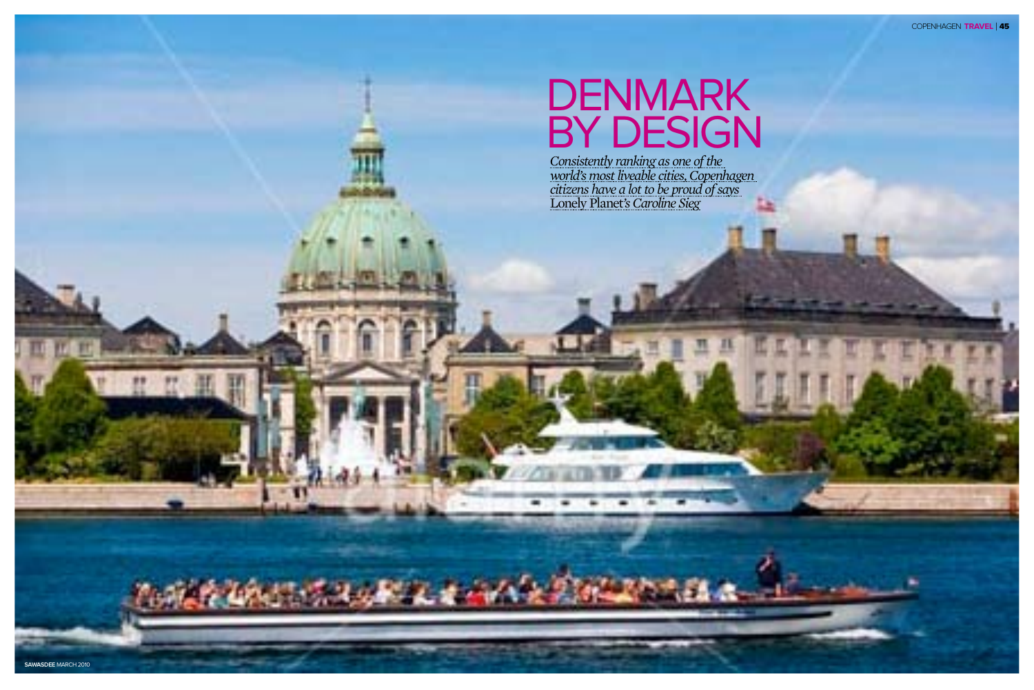# DENMARK BY DESIGN

*Consistently ranking as one of the world's most liveable cities, Copenhagen citizens have a lot to be proud of says* Lonely Planet's *Caroline Sieg*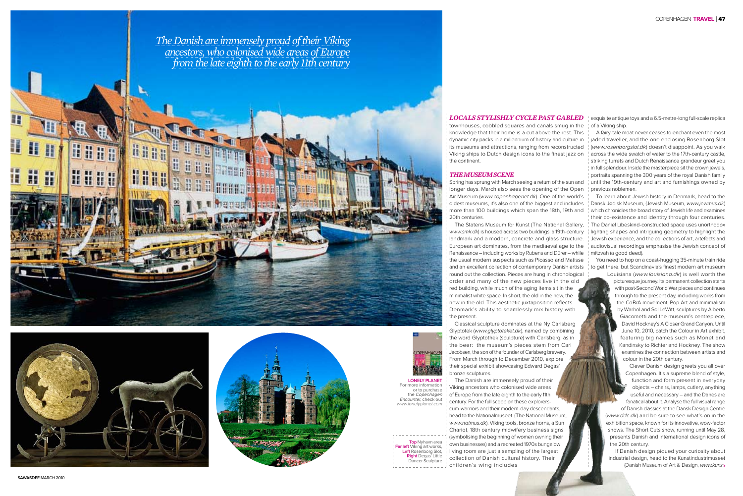*The Danish are immensely proud of their Viking ancestors, who colonised wide areas of Europe from the late eighth to the early 11th century*

***LOCALS STYLISHLY CYCLE PAST GABLED*** townhouses, cobbled squares and canals smug in the knowledge that their home is a cut above the rest. This dynamic city packs in a millennium of history and culture in its museums and attractions, ranging from reconstructed Viking ships to Dutch design icons to the finest jazz on the continent.

## *THE MUSEUM SCENE*

Spring has sprung with March seeing a return of the sun and longer days. March also sees the opening of the Open Air Museum (*www.copenhagenet.dk*). One of the world's oldest museums, it's also one of the biggest and includes more than 100 buildings which span the 18th, 19th and 20th centuries.

The Statens Museum for Kunst (The National Gallery, *www.smk.dk*) is housed across two buildings: a 19th-century landmark and a modern, concrete and glass structure. European art dominates, from the mediaeval age to the Renaissance – including works by Rubens and Dürer – while the usual modern suspects such as Picasso and Matisse and an excellent collection of contemporary Danish artists round out the collection. Pieces are hung in chronological order and many of the new pieces live in the old red building, while much of the aging items sit in the minimalist white space. In short, the old in the new, the new in the old. This aesthetic juxtaposition reflects Denmark's ability to seamlessly mix history with the present.

Classical sculpture dominates at the Ny Carlsberg Glyptotek (*www.glyptoteket.dk*), named by combining the word Glyptothek (sculpture) with Carlsberg, as in the beer: the museum's pieces stem from Carl Jacobsen, the son of the founder of Carlsberg brewery. From March through to December 2010, explore their special exhibit showcasing Edward Degas' bronze sculptures.

The Danish are immensely proud of their Viking ancestors who colonised wide areas of Europe from the late eighth to the early 11th century. For the full scoop on these explorers-cum-warriors and their modern-day descendants, head to the Nationalmuseet (The National Museum, *www.natmus.dk*). Viking tools, bronze horns, a Sun Chariot, 18th century midwifery business signs (symbolising the beginning of women owning their own businesses) and a recreated 1970s bungalow living room are just a sampling of the largest collection of Danish cultural history. Their children's wing includes exquisite antique toys and a 6.5-metre-long full-scale replica of a Viking ship.

A fairy-tale moat never ceases to enchant even the most jaded traveller, and the one enclosing Rosenborg Slot (*www.rosenborgslot.dk*) doesn't disappoint. As you walk across the wide swatch of water to the 17th-century castle, striking turrets and Dutch Renaissance grandeur greet you in full splendour. Inside the masterpiece sit the crown jewels, portraits spanning the 300 years of the royal Danish family until the 19th-century and art and furnishings owned by previous noblemen.

To learn about Jewish history in Denmark, head to the Dansk Jødisk Museum, (Jewish Museum, *www.jewmus.dk*) which chronicles the broad story of Jewish life and examines their co-existence and identity through four centuries. The Daniel Libeskind-constructed space uses unorthodox lighting shapes and intriguing geometry to highlight the Jewish experience, and the collections of art, artefacts and audiovisual recordings emphasise the Jewish concept of mitzvah (a good deed).

You need to hop on a coast-hugging 35-minute train ride to get there, but Scandinavia's finest modern art museum Louisiana (*www.louisiana.dk*) is well worth the picturesque journey. Its permanent collection starts with post-Second World War pieces and continues through to the present day, including works from the CoBrA movement, Pop Art and minimalism by Warhol and Sol LeWitt, sculptures by Alberto Giacometti and the museum's centrepiece, David Hockney's A Closer Grand Canyon. Until June 10, 2010, catch the Colour in Art exhibit, featuring big names such as Monet and Kandinsky to Richter and Hockney. The show examines the connection between artists and colour in the 20th century.

Clever Danish design greets you all over Copenhagen. It's a supreme blend of style, function and form present in everyday objects – chairs, lamps, cutlery, anything useful and necessary – and the Danes are fanatical about it. Analyse the full visual range of Danish classics at the Dansk Design Centre (*www.ddc.dk*) and be sure to see what's on in the exhibition space, known for its innovative, wow-factor shows. The Short Cuts show, running until May 28, presents Danish and international design icons of the 20th century.

If Danish design piqued your curiosity about industrial design, head to the Kunstindustrimuseet (Danish Museum of Art & Design, *www.kuns*

**LONELY PLANET** For more information or to purchase the *Copenhagen Encounter*, check out *www.lonelyplanet.com*

**Top** Nyhavn area **Far left** Viking art works, **Left** Rosenborg Slot, **Right** Degas' Little Dancer Sculpture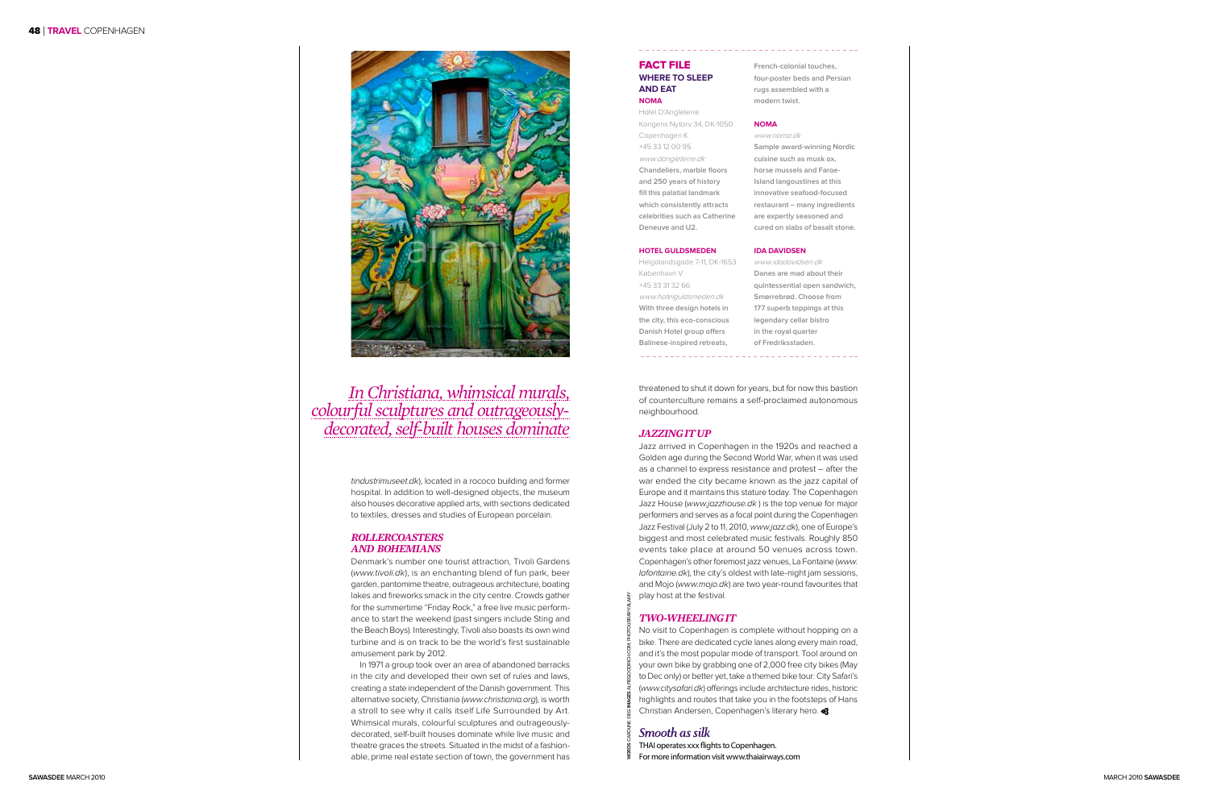*In Christiana, whimsical murals, colourful sculptures and outrageously-decorated, self-built houses dominate*

tindustrimuseet.dk), located in a rococo building and former hospital. In addition to well-designed objects, the museum also houses decorative applied arts, with sections dedicated to textiles, dresses and studies of European porcelain.

### *ROLLERCOASTERS AND BOHEMIANS*

Denmark's number one tourist attraction, Tivoli Gardens (*www.tivoli.dk*), is an enchanting blend of fun park, beer garden, pantomime theatre, outrageous architecture, boating lakes and fireworks smack in the city centre. Crowds gather for the summertime "Friday Rock," a free live music performance to start the weekend (past singers include Sting and the Beach Boys). Interestingly, Tivoli also boasts its own wind turbine and is on track to be the world's first sustainable amusement park by 2012.

In 1971 a group took over an area of abandoned barracks in the city and developed their own set of rules and laws, creating a state independent of the Danish government. This alternative society, Christiania (*www.christiania.org*), is worth a stroll to see why it calls itself Life Surrounded by Art. Whimsical murals, colourful sculptures and outrageously-decorated, self-built houses dominate while live music and theatre graces the streets. Situated in the midst of a fashionable, prime real estate section of town, the government has threatened to shut it down for years, but for now this bastion of counterculture remains a self-proclaimed autonomous neighbourhood.

### *JAZZING IT UP*

Jazz arrived in Copenhagen in the 1920s and reached a Golden age during the Second World War, when it was used as a channel to express resistance and protest – after the war ended the city became known as the jazz capital of Europe and it maintains this stature today. The Copenhagen Jazz House (*www.jazzhouse.dk* ) is the top venue for major performers and serves as a focal point during the Copenhagen Jazz Festival (July 2 to 11, 2010, *www.jazz.dk*), one of Europe's biggest and most celebrated music festivals. Roughly 850 events take place at around 50 venues across town. Copenhagen's other foremost jazz venues, La Fontaine (*www.lafontaine.dk*), the city's oldest with late-night jam sessions, and Mojo (*www.mojo.dk*) are two year-round favourites that play host at the festival.

### *TWO-WHEELING IT*

No visit to Copenhagen is complete without hopping on a bike. There are dedicated cycle lanes along every main road, and it's the most popular mode of transport. Tool around on your own bike by grabbing one of 2,000 free city bikes (May to Dec only) or better yet, take a themed bike tour: City Safari's (*www.citysafari.dk*) offerings include architecture rides, historic highlights and routes that take you in the footsteps of Hans Christian Andersen, Copenhagen's literary hero.

## FACT FILE

### WHERE TO SLEEP AND EAT

**NOMA**

Hotel D'Angleterre
Kongens Nytorv 34, DK-1050 Copenhagen K
+45 33 12 00 95
*www.dangleterre.dk*

**Chandeliers, marble floors and 250 years of history fill this palatial landmark which consistently attracts celebrities such as Catherine Deneuve and U2.**

**HOTEL GULDSMEDEN**

Helgolandsgade 7-11, DK-1653 København V
+45 33 31 32 66
*www.hotelguldsmeden.dk*

**With three design hotels in the city, this eco-conscious Danish Hotel group offers Balinese-inspired retreats, French-colonial touches, four-poster beds and Persian rugs assembled with a modern twist.**

**NOMA**

*www.noma.dk*

**Sample award-winning Nordic cuisine such as musk ox, horse mussels and Faroe-Island langoustines at this innovative seafood-focused restaurant – many ingredients are expertly seasoned and cured on slabs of basalt stone.**

**IDA DAVIDSEN**

*www.idadavidsen.dk*

**Danes are mad about their quintessential open sandwich, Smørrebrød. Choose from 177 superb toppings at this legendary cellar bistro in the royal quarter of Fredriksstaden.**

## *Smooth as silk*

THAI operates xxx flights to Copenhagen.
For more information visit www.thaiairways.com

WORDS: CAROLINE SIEG IMAGES: AJ PEGG/CORBIS.COM, PHOTOLIBRARY, ALAMY